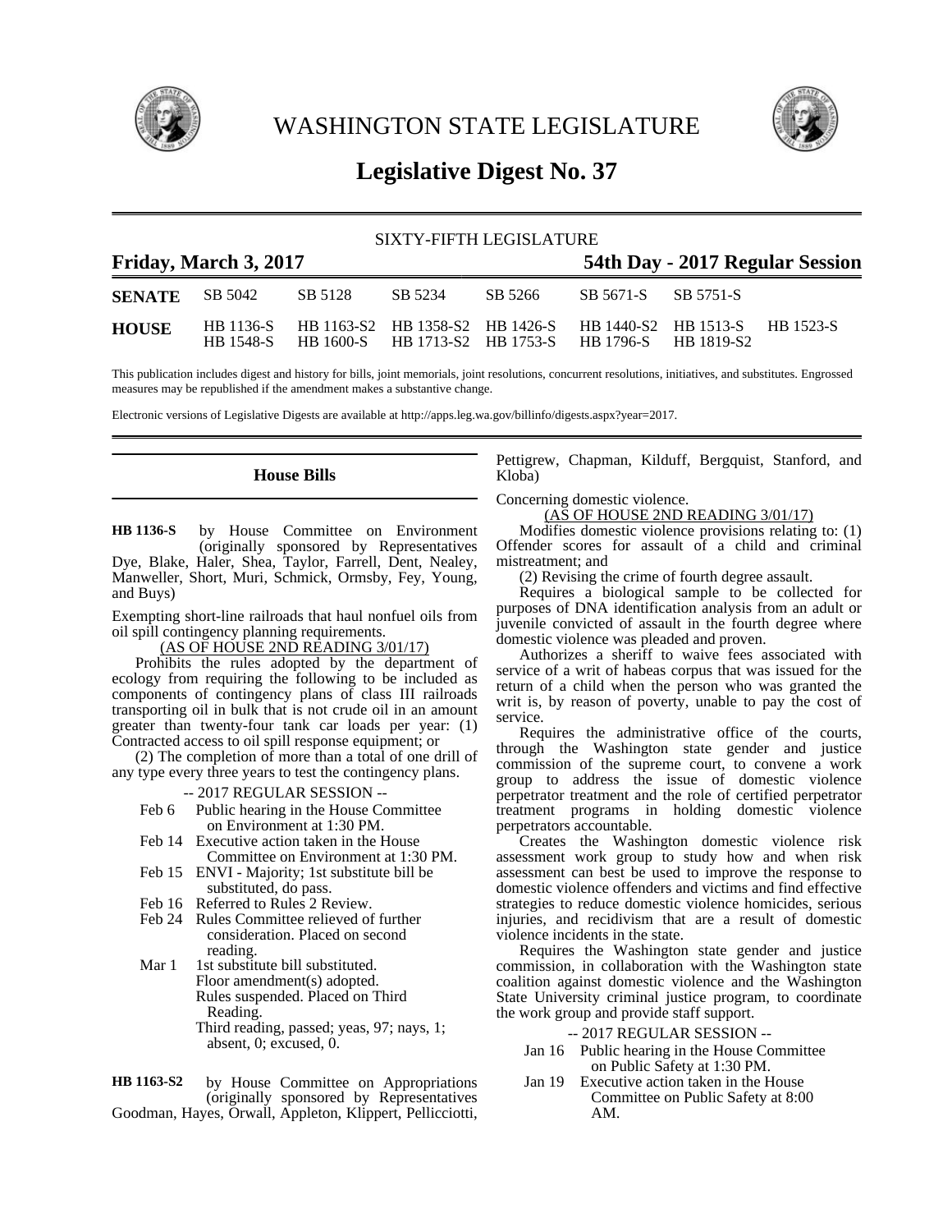# WASHINGTON STATE LEGISLATURE

## Legislative Digest No. 37

SIXTY-FIFTH LEGISLATURE

**Friday, March 3, 2017** | **54th Day - 2017 Regular Session**

| | | | | | | | |
|---|---|---|---|---|---|---|---|
| **SENATE** | SB 5042 | SB 5128 | SB 5234 | SB 5266 | SB 5671-S | SB 5751-S | |
| **HOUSE** | HB 1136-S | HB 1163-S2 | HB 1358-S2 | HB 1426-S | HB 1440-S2 | HB 1513-S | HB 1523-S |
| | HB 1548-S | HB 1600-S | HB 1713-S2 | HB 1753-S | HB 1796-S | HB 1819-S2 | |

This publication includes digest and history for bills, joint memorials, joint resolutions, concurrent resolutions, initiatives, and substitutes. Engrossed measures may be republished if the amendment makes a substantive change.

Electronic versions of Legislative Digests are available at http://apps.leg.wa.gov/billinfo/digests.aspx?year=2017.

## House Bills

**HB 1136-S** by House Committee on Environment (originally sponsored by Representatives Dye, Blake, Haler, Shea, Taylor, Farrell, Dent, Nealey, Manweller, Short, Muri, Schmick, Ormsby, Fey, Young, and Buys)

Exempting short-line railroads that haul nonfuel oils from oil spill contingency planning requirements.

(AS OF HOUSE 2ND READING 3/01/17)

Prohibits the rules adopted by the department of ecology from requiring the following to be included as components of contingency plans of class III railroads transporting oil in bulk that is not crude oil in an amount greater than twenty-four tank car loads per year: (1) Contracted access to oil spill response equipment; or

(2) The completion of more than a total of one drill of any type every three years to test the contingency plans.

-- 2017 REGULAR SESSION --

Feb 6 Public hearing in the House Committee on Environment at 1:30 PM.

Feb 14 Executive action taken in the House Committee on Environment at 1:30 PM.

Feb 15 ENVI - Majority; 1st substitute bill be substituted, do pass.

Feb 16 Referred to Rules 2 Review.

Feb 24 Rules Committee relieved of further consideration. Placed on second reading.

Mar 1 1st substitute bill substituted.
Floor amendment(s) adopted.
Rules suspended. Placed on Third Reading.
Third reading, passed; yeas, 97; nays, 1; absent, 0; excused, 0.

**HB 1163-S2** by House Committee on Appropriations (originally sponsored by Representatives Goodman, Hayes, Orwall, Appleton, Klippert, Pellicciotti, Pettigrew, Chapman, Kilduff, Bergquist, Stanford, and Kloba)

Concerning domestic violence.

(AS OF HOUSE 2ND READING 3/01/17)

Modifies domestic violence provisions relating to: (1) Offender scores for assault of a child and criminal mistreatment; and

(2) Revising the crime of fourth degree assault.

Requires a biological sample to be collected for purposes of DNA identification analysis from an adult or juvenile convicted of assault in the fourth degree where domestic violence was pleaded and proven.

Authorizes a sheriff to waive fees associated with service of a writ of habeas corpus that was issued for the return of a child when the person who was granted the writ is, by reason of poverty, unable to pay the cost of service.

Requires the administrative office of the courts, through the Washington state gender and justice commission of the supreme court, to convene a work group to address the issue of domestic violence perpetrator treatment and the role of certified perpetrator treatment programs in holding domestic violence perpetrators accountable.

Creates the Washington domestic violence risk assessment work group to study how and when risk assessment can best be used to improve the response to domestic violence offenders and victims and find effective strategies to reduce domestic violence homicides, serious injuries, and recidivism that are a result of domestic violence incidents in the state.

Requires the Washington state gender and justice commission, in collaboration with the Washington state coalition against domestic violence and the Washington State University criminal justice program, to coordinate the work group and provide staff support.

-- 2017 REGULAR SESSION --

Jan 16 Public hearing in the House Committee on Public Safety at 1:30 PM.

Jan 19 Executive action taken in the House Committee on Public Safety at 8:00 AM.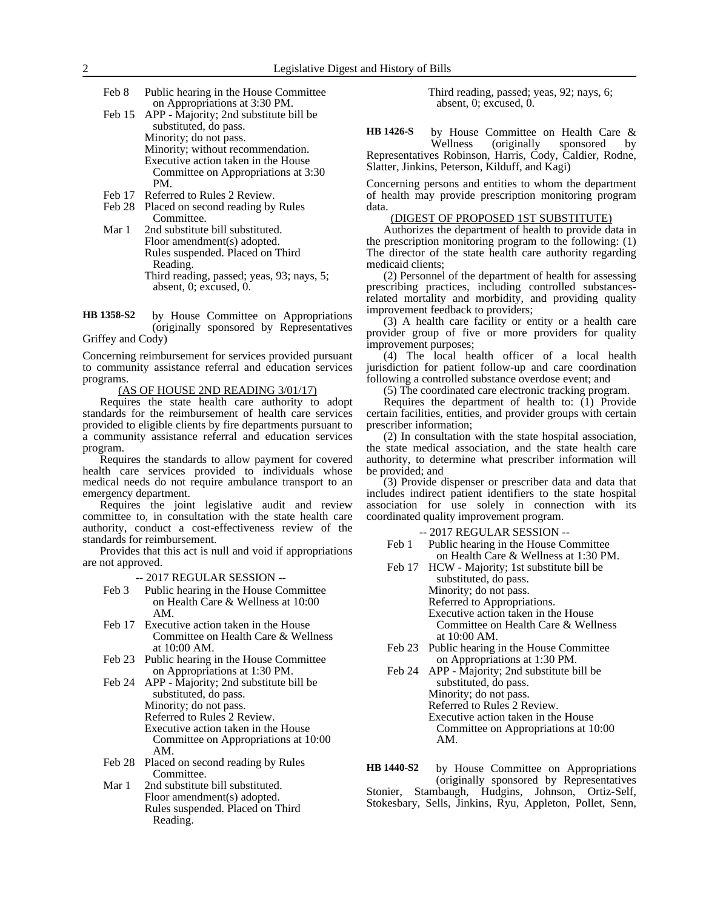Feb 8 Public hearing in the House Committee on Appropriations at 3:30 PM.

Feb 15 APP - Majority; 2nd substitute bill be substituted, do pass.
Minority; do not pass.
Minority; without recommendation.
Executive action taken in the House Committee on Appropriations at 3:30 PM.

Feb 17 Referred to Rules 2 Review.

Feb 28 Placed on second reading by Rules Committee.

Mar 1 2nd substitute bill substituted.
Floor amendment(s) adopted.
Rules suspended. Placed on Third Reading.
Third reading, passed; yeas, 93; nays, 5; absent, 0; excused, 0.

**HB 1358-S2** by House Committee on Appropriations (originally sponsored by Representatives Griffey and Cody)

Concerning reimbursement for services provided pursuant to community assistance referral and education services programs.

(AS OF HOUSE 2ND READING 3/01/17)

Requires the state health care authority to adopt standards for the reimbursement of health care services provided to eligible clients by fire departments pursuant to a community assistance referral and education services program.

Requires the standards to allow payment for covered health care services provided to individuals whose medical needs do not require ambulance transport to an emergency department.

Requires the joint legislative audit and review committee to, in consultation with the state health care authority, conduct a cost-effectiveness review of the standards for reimbursement.

Provides that this act is null and void if appropriations are not approved.

-- 2017 REGULAR SESSION --

Feb 3 Public hearing in the House Committee on Health Care & Wellness at 10:00 AM.

Feb 17 Executive action taken in the House Committee on Health Care & Wellness at 10:00 AM.

Feb 23 Public hearing in the House Committee on Appropriations at 1:30 PM.

Feb 24 APP - Majority; 2nd substitute bill be substituted, do pass.
Minority; do not pass.
Referred to Rules 2 Review.
Executive action taken in the House Committee on Appropriations at 10:00 AM.

Feb 28 Placed on second reading by Rules Committee.

Mar 1 2nd substitute bill substituted.
Floor amendment(s) adopted.
Rules suspended. Placed on Third Reading.
Third reading, passed; yeas, 92; nays, 6; absent, 0; excused, 0.

**HB 1426-S** by House Committee on Health Care & Wellness (originally sponsored by Representatives Robinson, Harris, Cody, Caldier, Rodne, Slatter, Jinkins, Peterson, Kilduff, and Kagi)

Concerning persons and entities to whom the department of health may provide prescription monitoring program data.

(DIGEST OF PROPOSED 1ST SUBSTITUTE)

Authorizes the department of health to provide data in the prescription monitoring program to the following: (1) The director of the state health care authority regarding medicaid clients;

(2) Personnel of the department of health for assessing prescribing practices, including controlled substances-related mortality and morbidity, and providing quality improvement feedback to providers;

(3) A health care facility or entity or a health care provider group of five or more providers for quality improvement purposes;

(4) The local health officer of a local health jurisdiction for patient follow-up and care coordination following a controlled substance overdose event; and

(5) The coordinated care electronic tracking program.

Requires the department of health to: (1) Provide certain facilities, entities, and provider groups with certain prescriber information;

(2) In consultation with the state hospital association, the state medical association, and the state health care authority, to determine what prescriber information will be provided; and

(3) Provide dispenser or prescriber data and data that includes indirect patient identifiers to the state hospital association for use solely in connection with its coordinated quality improvement program.

-- 2017 REGULAR SESSION --

Feb 1 Public hearing in the House Committee on Health Care & Wellness at 1:30 PM.

Feb 17 HCW - Majority; 1st substitute bill be substituted, do pass.
Minority; do not pass.
Referred to Appropriations.
Executive action taken in the House Committee on Health Care & Wellness at 10:00 AM.

Feb 23 Public hearing in the House Committee on Appropriations at 1:30 PM.

Feb 24 APP - Majority; 2nd substitute bill be substituted, do pass.
Minority; do not pass.
Referred to Rules 2 Review.
Executive action taken in the House Committee on Appropriations at 10:00 AM.

**HB 1440-S2** by House Committee on Appropriations (originally sponsored by Representatives Stonier, Stambaugh, Hudgins, Johnson, Ortiz-Self, Stokesbary, Sells, Jinkins, Ryu, Appleton, Pollet, Senn,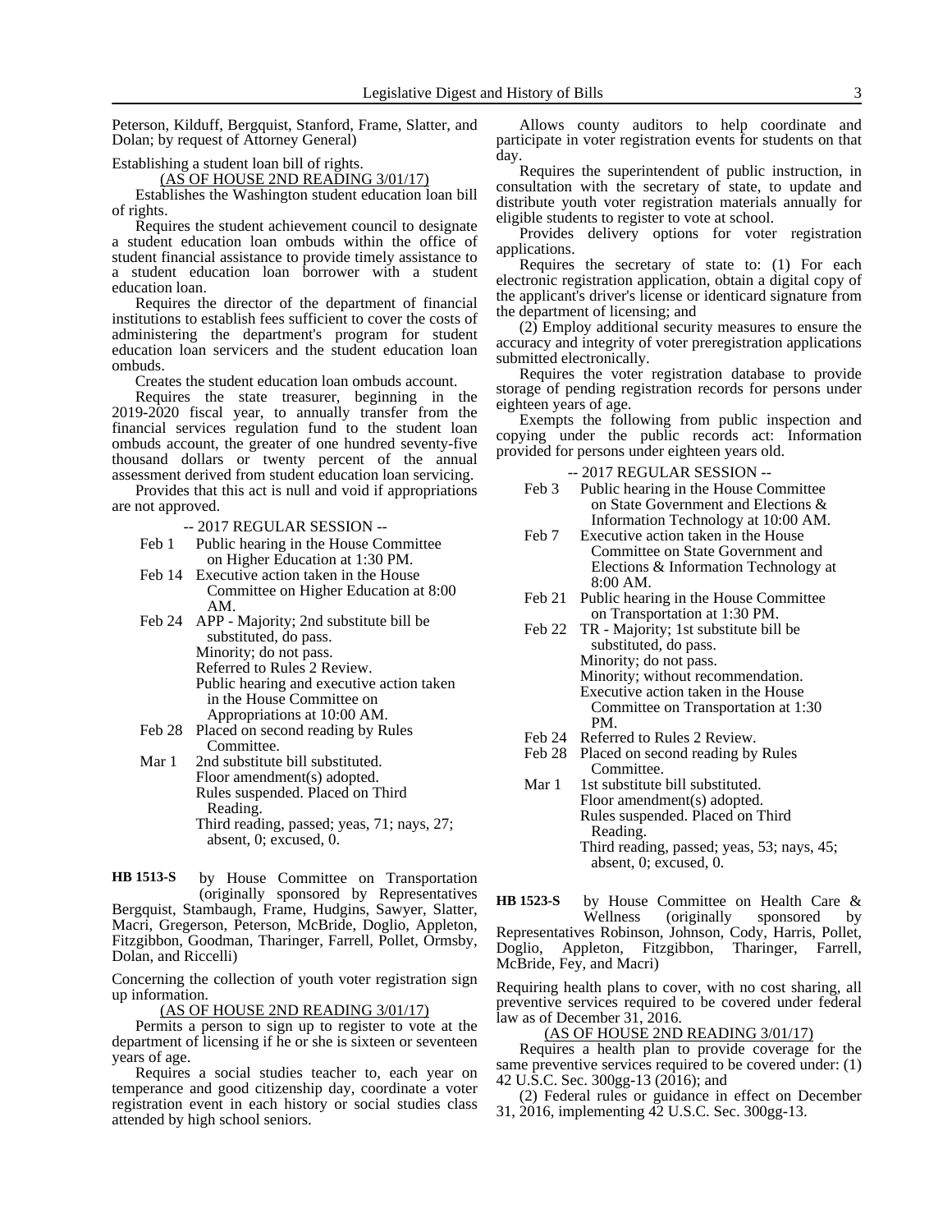Peterson, Kilduff, Bergquist, Stanford, Frame, Slatter, and Dolan; by request of Attorney General)

Establishing a student loan bill of rights.

(AS OF HOUSE 2ND READING 3/01/17)

Establishes the Washington student education loan bill of rights.

Requires the student achievement council to designate a student education loan ombuds within the office of student financial assistance to provide timely assistance to a student education loan borrower with a student education loan.

Requires the director of the department of financial institutions to establish fees sufficient to cover the costs of administering the department's program for student education loan servicers and the student education loan ombuds.

Creates the student education loan ombuds account.

Requires the state treasurer, beginning in the 2019-2020 fiscal year, to annually transfer from the financial services regulation fund to the student loan ombuds account, the greater of one hundred seventy-five thousand dollars or twenty percent of the annual assessment derived from student education loan servicing.

Provides that this act is null and void if appropriations are not approved.

-- 2017 REGULAR SESSION --

Feb 1 Public hearing in the House Committee on Higher Education at 1:30 PM.
Feb 14 Executive action taken in the House Committee on Higher Education at 8:00 AM.
Feb 24 APP - Majority; 2nd substitute bill be substituted, do pass.
Minority; do not pass.
Referred to Rules 2 Review.
Public hearing and executive action taken in the House Committee on Appropriations at 10:00 AM.
Feb 28 Placed on second reading by Rules Committee.
Mar 1 2nd substitute bill substituted.
Floor amendment(s) adopted.
Rules suspended. Placed on Third Reading.
Third reading, passed; yeas, 71; nays, 27; absent, 0; excused, 0.

**HB 1513-S** by House Committee on Transportation (originally sponsored by Representatives Bergquist, Stambaugh, Frame, Hudgins, Sawyer, Slatter, Macri, Gregerson, Peterson, McBride, Doglio, Appleton, Fitzgibbon, Goodman, Tharinger, Farrell, Pollet, Ormsby, Dolan, and Riccelli)

Concerning the collection of youth voter registration sign up information.

(AS OF HOUSE 2ND READING 3/01/17)

Permits a person to sign up to register to vote at the department of licensing if he or she is sixteen or seventeen years of age.

Requires a social studies teacher to, each year on temperance and good citizenship day, coordinate a voter registration event in each history or social studies class attended by high school seniors.

Allows county auditors to help coordinate and participate in voter registration events for students on that day.

Requires the superintendent of public instruction, in consultation with the secretary of state, to update and distribute youth voter registration materials annually for eligible students to register to vote at school.

Provides delivery options for voter registration applications.

Requires the secretary of state to: (1) For each electronic registration application, obtain a digital copy of the applicant's driver's license or identicard signature from the department of licensing; and

(2) Employ additional security measures to ensure the accuracy and integrity of voter preregistration applications submitted electronically.

Requires the voter registration database to provide storage of pending registration records for persons under eighteen years of age.

Exempts the following from public inspection and copying under the public records act: Information provided for persons under eighteen years old.

-- 2017 REGULAR SESSION --

Feb 3 Public hearing in the House Committee on State Government and Elections & Information Technology at 10:00 AM.
Feb 7 Executive action taken in the House Committee on State Government and Elections & Information Technology at 8:00 AM.
Feb 21 Public hearing in the House Committee on Transportation at 1:30 PM.
Feb 22 TR - Majority; 1st substitute bill be substituted, do pass.
Minority; do not pass.
Minority; without recommendation.
Executive action taken in the House Committee on Transportation at 1:30 PM.
Feb 24 Referred to Rules 2 Review.
Feb 28 Placed on second reading by Rules Committee.
Mar 1 1st substitute bill substituted.
Floor amendment(s) adopted.
Rules suspended. Placed on Third Reading.
Third reading, passed; yeas, 53; nays, 45; absent, 0; excused, 0.

**HB 1523-S** by House Committee on Health Care & Wellness (originally sponsored by Representatives Robinson, Johnson, Cody, Harris, Pollet, Doglio, Appleton, Fitzgibbon, Tharinger, Farrell, McBride, Fey, and Macri)

Requiring health plans to cover, with no cost sharing, all preventive services required to be covered under federal law as of December 31, 2016.

(AS OF HOUSE 2ND READING 3/01/17)

Requires a health plan to provide coverage for the same preventive services required to be covered under: (1) 42 U.S.C. Sec. 300gg-13 (2016); and

(2) Federal rules or guidance in effect on December 31, 2016, implementing 42 U.S.C. Sec. 300gg-13.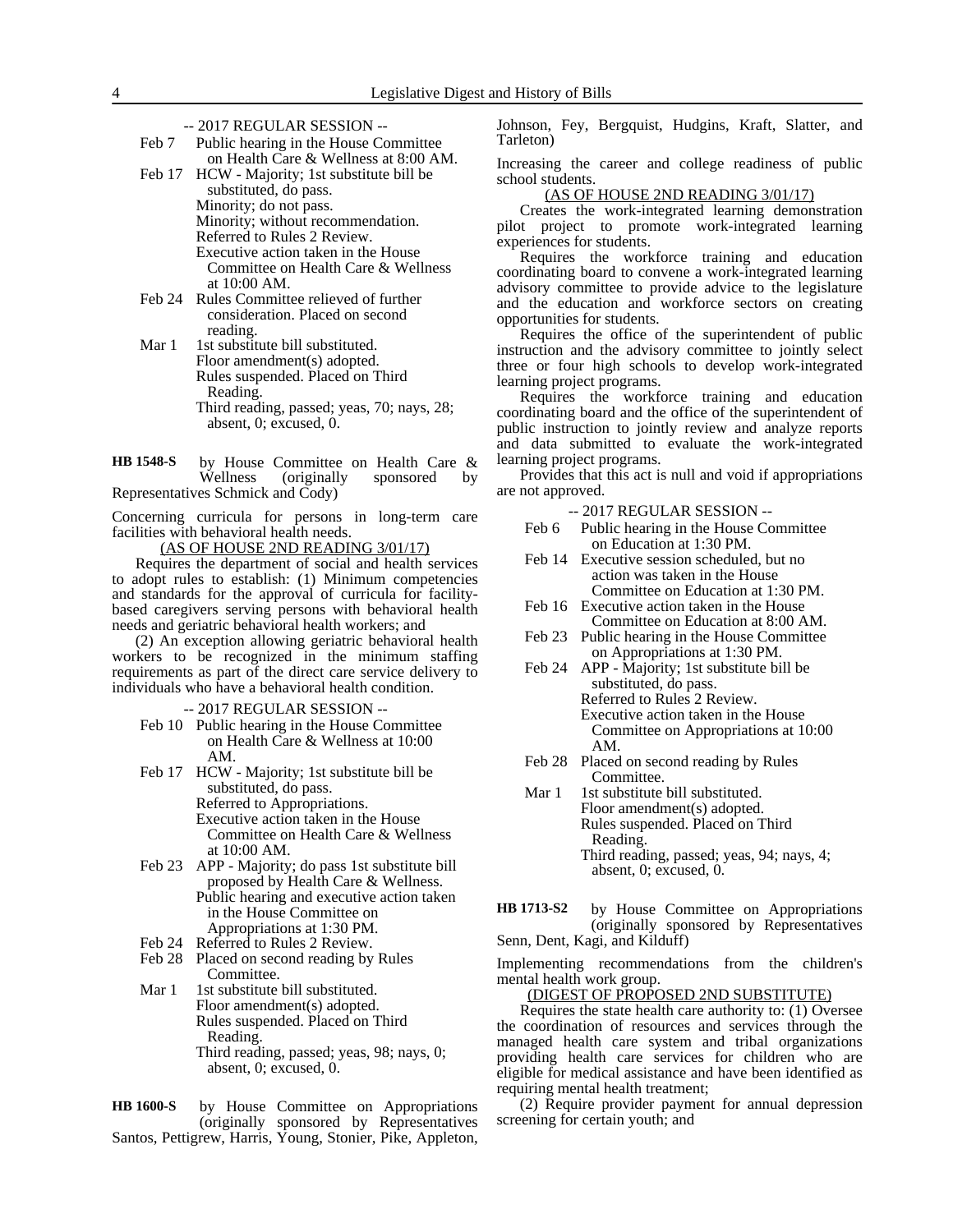-- 2017 REGULAR SESSION --

Feb 7 Public hearing in the House Committee on Health Care & Wellness at 8:00 AM.

Feb 17 HCW - Majority; 1st substitute bill be substituted, do pass.
Minority; do not pass.
Minority; without recommendation.
Referred to Rules 2 Review.
Executive action taken in the House Committee on Health Care & Wellness at 10:00 AM.

Feb 24 Rules Committee relieved of further consideration. Placed on second reading.

Mar 1 1st substitute bill substituted.
Floor amendment(s) adopted.
Rules suspended. Placed on Third Reading.
Third reading, passed; yeas, 70; nays, 28; absent, 0; excused, 0.

**HB 1548-S** by House Committee on Health Care & Wellness (originally sponsored by Representatives Schmick and Cody)

Concerning curricula for persons in long-term care facilities with behavioral health needs.

(AS OF HOUSE 2ND READING 3/01/17)

Requires the department of social and health services to adopt rules to establish: (1) Minimum competencies and standards for the approval of curricula for facility-based caregivers serving persons with behavioral health needs and geriatric behavioral health workers; and

(2) An exception allowing geriatric behavioral health workers to be recognized in the minimum staffing requirements as part of the direct care service delivery to individuals who have a behavioral health condition.

-- 2017 REGULAR SESSION --

Feb 10 Public hearing in the House Committee on Health Care & Wellness at 10:00 AM.

Feb 17 HCW - Majority; 1st substitute bill be substituted, do pass.
Referred to Appropriations.
Executive action taken in the House Committee on Health Care & Wellness at 10:00 AM.

Feb 23 APP - Majority; do pass 1st substitute bill proposed by Health Care & Wellness.
Public hearing and executive action taken in the House Committee on Appropriations at 1:30 PM.

Feb 24 Referred to Rules 2 Review.

Feb 28 Placed on second reading by Rules Committee.

Mar 1 1st substitute bill substituted.
Floor amendment(s) adopted.
Rules suspended. Placed on Third Reading.
Third reading, passed; yeas, 98; nays, 0; absent, 0; excused, 0.

**HB 1600-S** by House Committee on Appropriations (originally sponsored by Representatives Santos, Pettigrew, Harris, Young, Stonier, Pike, Appleton, Johnson, Fey, Bergquist, Hudgins, Kraft, Slatter, and Tarleton)

Increasing the career and college readiness of public school students.

(AS OF HOUSE 2ND READING 3/01/17)

Creates the work-integrated learning demonstration pilot project to promote work-integrated learning experiences for students.

Requires the workforce training and education coordinating board to convene a work-integrated learning advisory committee to provide advice to the legislature and the education and workforce sectors on creating opportunities for students.

Requires the office of the superintendent of public instruction and the advisory committee to jointly select three or four high schools to develop work-integrated learning project programs.

Requires the workforce training and education coordinating board and the office of the superintendent of public instruction to jointly review and analyze reports and data submitted to evaluate the work-integrated learning project programs.

Provides that this act is null and void if appropriations are not approved.

-- 2017 REGULAR SESSION --

Feb 6 Public hearing in the House Committee on Education at 1:30 PM.

Feb 14 Executive session scheduled, but no action was taken in the House Committee on Education at 1:30 PM.

Feb 16 Executive action taken in the House Committee on Education at 8:00 AM.

Feb 23 Public hearing in the House Committee on Appropriations at 1:30 PM.

Feb 24 APP - Majority; 1st substitute bill be substituted, do pass.
Referred to Rules 2 Review.
Executive action taken in the House Committee on Appropriations at 10:00 AM.

Feb 28 Placed on second reading by Rules Committee.

Mar 1 1st substitute bill substituted.
Floor amendment(s) adopted.
Rules suspended. Placed on Third Reading.
Third reading, passed; yeas, 94; nays, 4; absent, 0; excused, 0.

**HB 1713-S2** by House Committee on Appropriations (originally sponsored by Representatives Senn, Dent, Kagi, and Kilduff)

Implementing recommendations from the children's mental health work group.

(DIGEST OF PROPOSED 2ND SUBSTITUTE)

Requires the state health care authority to: (1) Oversee the coordination of resources and services through the managed health care system and tribal organizations providing health care services for children who are eligible for medical assistance and have been identified as requiring mental health treatment;

(2) Require provider payment for annual depression screening for certain youth; and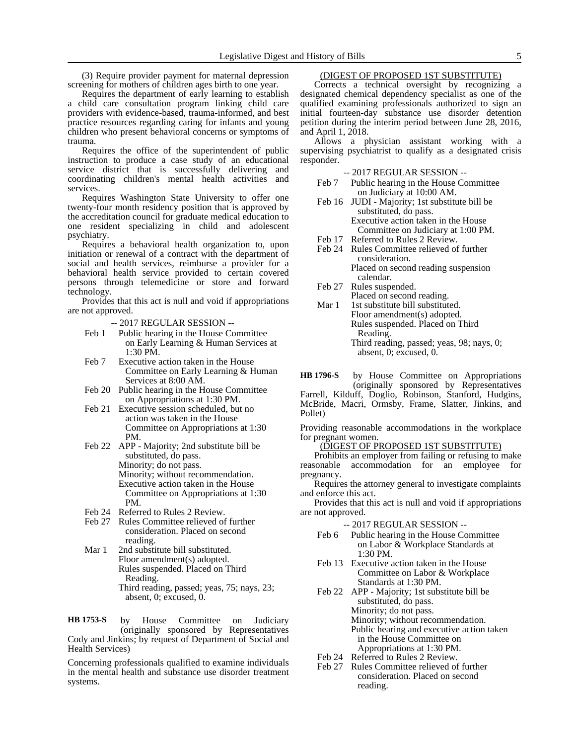(3) Require provider payment for maternal depression screening for mothers of children ages birth to one year.

Requires the department of early learning to establish a child care consultation program linking child care providers with evidence-based, trauma-informed, and best practice resources regarding caring for infants and young children who present behavioral concerns or symptoms of trauma.

Requires the office of the superintendent of public instruction to produce a case study of an educational service district that is successfully delivering and coordinating children's mental health activities and services.

Requires Washington State University to offer one twenty-four month residency position that is approved by the accreditation council for graduate medical education to one resident specializing in child and adolescent psychiatry.

Requires a behavioral health organization to, upon initiation or renewal of a contract with the department of social and health services, reimburse a provider for a behavioral health service provided to certain covered persons through telemedicine or store and forward technology.

Provides that this act is null and void if appropriations are not approved.

-- 2017 REGULAR SESSION --

Feb 1 Public hearing in the House Committee on Early Learning & Human Services at 1:30 PM.
Feb 7 Executive action taken in the House Committee on Early Learning & Human Services at 8:00 AM.
Feb 20 Public hearing in the House Committee on Appropriations at 1:30 PM.
Feb 21 Executive session scheduled, but no action was taken in the House Committee on Appropriations at 1:30 PM.
Feb 22 APP - Majority; 2nd substitute bill be substituted, do pass.
Minority; do not pass.
Minority; without recommendation.
Executive action taken in the House Committee on Appropriations at 1:30 PM.
Feb 24 Referred to Rules 2 Review.
Feb 27 Rules Committee relieved of further consideration. Placed on second reading.
Mar 1 2nd substitute bill substituted.
Floor amendment(s) adopted.
Rules suspended. Placed on Third Reading.
Third reading, passed; yeas, 75; nays, 23; absent, 0; excused, 0.

**HB 1753-S** by House Committee on Judiciary (originally sponsored by Representatives Cody and Jinkins; by request of Department of Social and Health Services)

Concerning professionals qualified to examine individuals in the mental health and substance use disorder treatment systems.

(DIGEST OF PROPOSED 1ST SUBSTITUTE)

Corrects a technical oversight by recognizing a designated chemical dependency specialist as one of the qualified examining professionals authorized to sign an initial fourteen-day substance use disorder detention petition during the interim period between June 28, 2016, and April 1, 2018.

Allows a physician assistant working with a supervising psychiatrist to qualify as a designated crisis responder.

-- 2017 REGULAR SESSION --

Feb 7 Public hearing in the House Committee on Judiciary at 10:00 AM.
Feb 16 JUDI - Majority; 1st substitute bill be substituted, do pass.
Executive action taken in the House Committee on Judiciary at 1:00 PM.
Feb 17 Referred to Rules 2 Review.
Feb 24 Rules Committee relieved of further consideration.
Placed on second reading suspension calendar.
Feb 27 Rules suspended.
Placed on second reading.
Mar 1 1st substitute bill substituted.
Floor amendment(s) adopted.
Rules suspended. Placed on Third Reading.
Third reading, passed; yeas, 98; nays, 0; absent, 0; excused, 0.

**HB 1796-S** by House Committee on Appropriations (originally sponsored by Representatives Farrell, Kilduff, Doglio, Robinson, Stanford, Hudgins, McBride, Macri, Ormsby, Frame, Slatter, Jinkins, and Pollet)

Providing reasonable accommodations in the workplace for pregnant women.

(DIGEST OF PROPOSED 1ST SUBSTITUTE)

Prohibits an employer from failing or refusing to make reasonable accommodation for an employee for pregnancy.

Requires the attorney general to investigate complaints and enforce this act.

Provides that this act is null and void if appropriations are not approved.

-- 2017 REGULAR SESSION --

Feb 6 Public hearing in the House Committee on Labor & Workplace Standards at 1:30 PM.
Feb 13 Executive action taken in the House Committee on Labor & Workplace Standards at 1:30 PM.
Feb 22 APP - Majority; 1st substitute bill be substituted, do pass.
Minority; do not pass.
Minority; without recommendation.
Public hearing and executive action taken in the House Committee on Appropriations at 1:30 PM.
Feb 24 Referred to Rules 2 Review.
Feb 27 Rules Committee relieved of further consideration. Placed on second reading.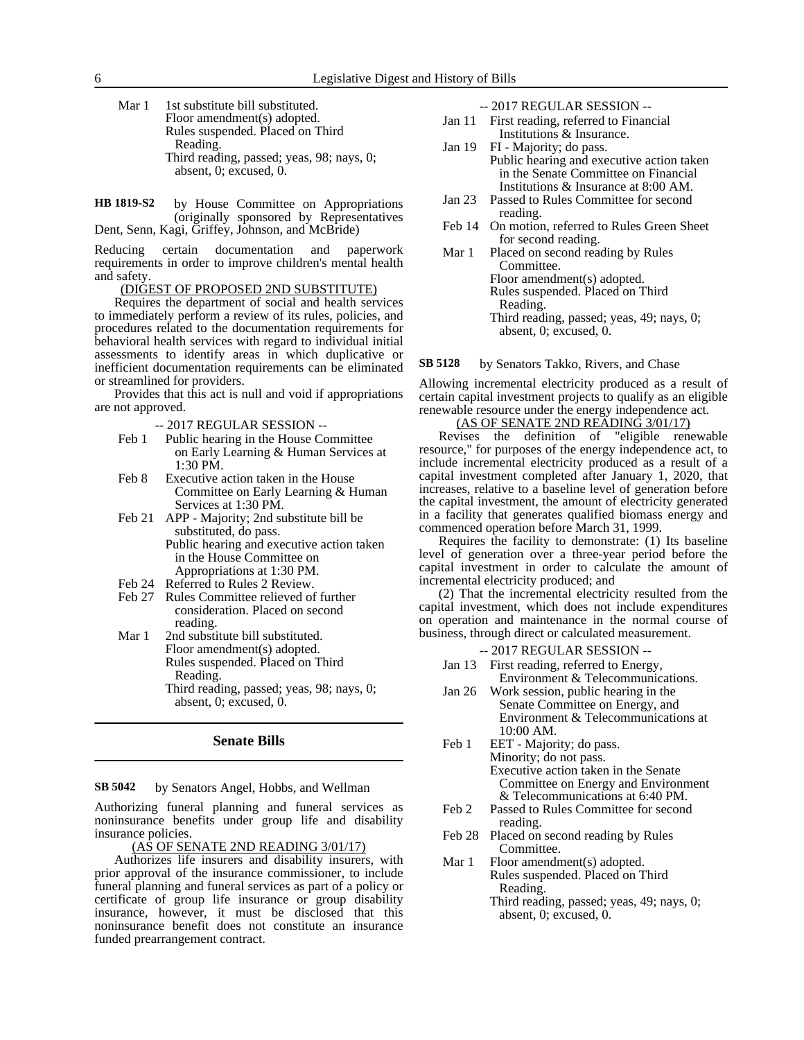Mar 1 1st substitute bill substituted.
Floor amendment(s) adopted.
Rules suspended. Placed on Third Reading.
Third reading, passed; yeas, 98; nays, 0; absent, 0; excused, 0.

**HB 1819-S2** by House Committee on Appropriations (originally sponsored by Representatives Dent, Senn, Kagi, Griffey, Johnson, and McBride)

Reducing certain documentation and paperwork requirements in order to improve children's mental health and safety.

(DIGEST OF PROPOSED 2ND SUBSTITUTE)

Requires the department of social and health services to immediately perform a review of its rules, policies, and procedures related to the documentation requirements for behavioral health services with regard to individual initial assessments to identify areas in which duplicative or inefficient documentation requirements can be eliminated or streamlined for providers.

Provides that this act is null and void if appropriations are not approved.

-- 2017 REGULAR SESSION --

Feb 1 Public hearing in the House Committee on Early Learning & Human Services at 1:30 PM.

Feb 8 Executive action taken in the House Committee on Early Learning & Human Services at 1:30 PM.

Feb 21 APP - Majority; 2nd substitute bill be substituted, do pass.
Public hearing and executive action taken in the House Committee on Appropriations at 1:30 PM.

Feb 24 Referred to Rules 2 Review.

Feb 27 Rules Committee relieved of further consideration. Placed on second reading.

Mar 1 2nd substitute bill substituted.
Floor amendment(s) adopted.
Rules suspended. Placed on Third Reading.
Third reading, passed; yeas, 98; nays, 0; absent, 0; excused, 0.

## Senate Bills

**SB 5042** by Senators Angel, Hobbs, and Wellman

Authorizing funeral planning and funeral services as noninsurance benefits under group life and disability insurance policies.

(AS OF SENATE 2ND READING 3/01/17)

Authorizes life insurers and disability insurers, with prior approval of the insurance commissioner, to include funeral planning and funeral services as part of a policy or certificate of group life insurance or group disability insurance, however, it must be disclosed that this noninsurance benefit does not constitute an insurance funded prearrangement contract.

-- 2017 REGULAR SESSION --

Jan 11 First reading, referred to Financial Institutions & Insurance.

Jan 19 FI - Majority; do pass.
Public hearing and executive action taken in the Senate Committee on Financial Institutions & Insurance at 8:00 AM.

Jan 23 Passed to Rules Committee for second reading.

Feb 14 On motion, referred to Rules Green Sheet for second reading.

Mar 1 Placed on second reading by Rules Committee.
Floor amendment(s) adopted.
Rules suspended. Placed on Third Reading.
Third reading, passed; yeas, 49; nays, 0; absent, 0; excused, 0.

**SB 5128** by Senators Takko, Rivers, and Chase

Allowing incremental electricity produced as a result of certain capital investment projects to qualify as an eligible renewable resource under the energy independence act.

(AS OF SENATE 2ND READING 3/01/17)

Revises the definition of "eligible renewable resource," for purposes of the energy independence act, to include incremental electricity produced as a result of a capital investment completed after January 1, 2020, that increases, relative to a baseline level of generation before the capital investment, the amount of electricity generated in a facility that generates qualified biomass energy and commenced operation before March 31, 1999.

Requires the facility to demonstrate: (1) Its baseline level of generation over a three-year period before the capital investment in order to calculate the amount of incremental electricity produced; and

(2) That the incremental electricity resulted from the capital investment, which does not include expenditures on operation and maintenance in the normal course of business, through direct or calculated measurement.

-- 2017 REGULAR SESSION --

Jan 13 First reading, referred to Energy, Environment & Telecommunications.

Jan 26 Work session, public hearing in the Senate Committee on Energy, and Environment & Telecommunications at 10:00 AM.

Feb 1 EET - Majority; do pass.
Minority; do not pass.
Executive action taken in the Senate Committee on Energy and Environment & Telecommunications at 6:40 PM.

Feb 2 Passed to Rules Committee for second reading.

Feb 28 Placed on second reading by Rules Committee.

Mar 1 Floor amendment(s) adopted.
Rules suspended. Placed on Third Reading.
Third reading, passed; yeas, 49; nays, 0; absent, 0; excused, 0.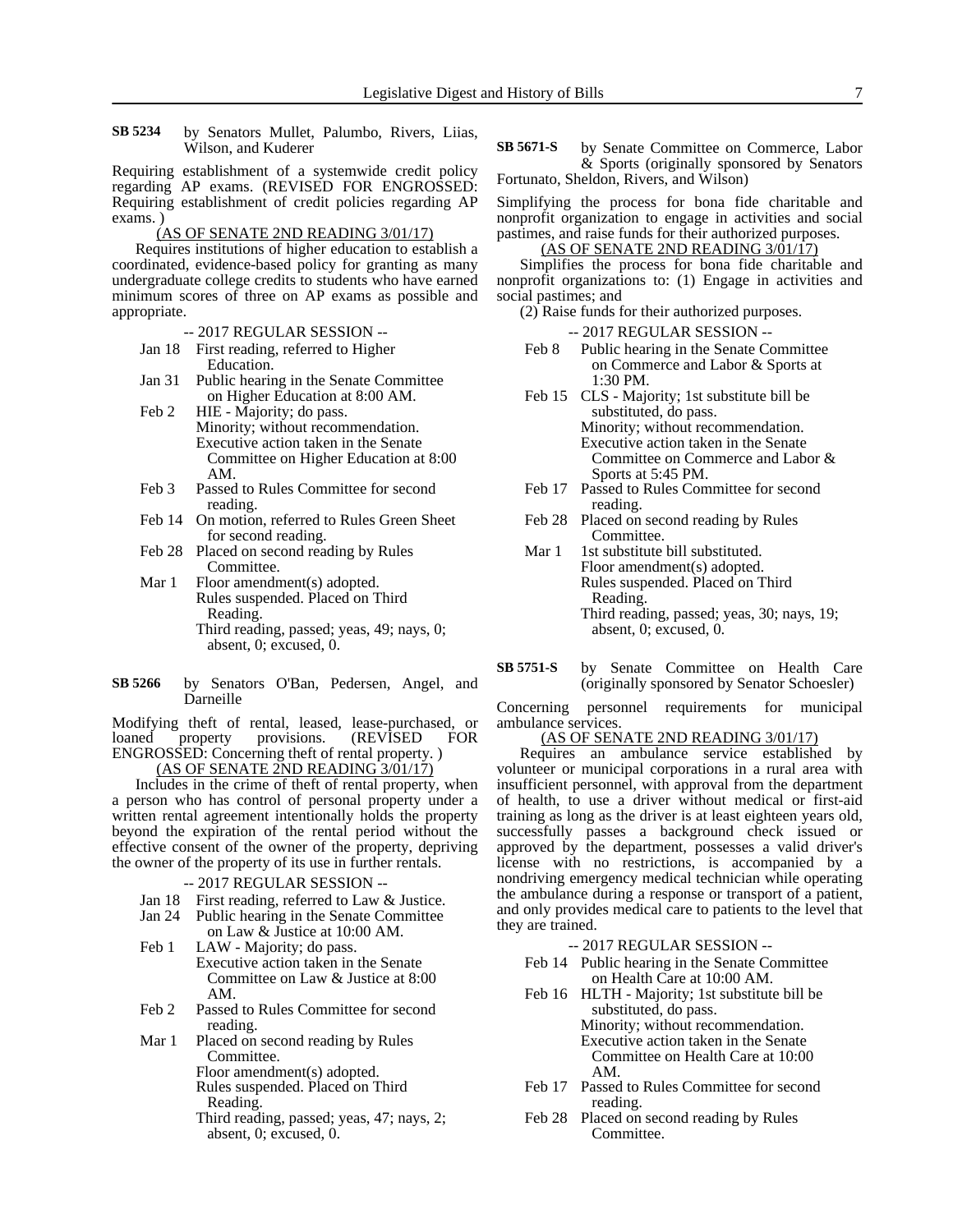**SB 5234** by Senators Mullet, Palumbo, Rivers, Liias, Wilson, and Kuderer

Requiring establishment of a systemwide credit policy regarding AP exams. (REVISED FOR ENGROSSED: Requiring establishment of credit policies regarding AP exams. )

(AS OF SENATE 2ND READING 3/01/17)

Requires institutions of higher education to establish a coordinated, evidence-based policy for granting as many undergraduate college credits to students who have earned minimum scores of three on AP exams as possible and appropriate.

-- 2017 REGULAR SESSION --

- Jan 18 First reading, referred to Higher Education.
- Jan 31 Public hearing in the Senate Committee on Higher Education at 8:00 AM.
- Feb 2 HIE - Majority; do pass.
  Minority; without recommendation.
  Executive action taken in the Senate Committee on Higher Education at 8:00 AM.
- Feb 3 Passed to Rules Committee for second reading.
- Feb 14 On motion, referred to Rules Green Sheet for second reading.
- Feb 28 Placed on second reading by Rules Committee.
- Mar 1 Floor amendment(s) adopted.
  Rules suspended. Placed on Third Reading.
  Third reading, passed; yeas, 49; nays, 0; absent, 0; excused, 0.

**SB 5266** by Senators O'Ban, Pedersen, Angel, and Darneille

Modifying theft of rental, leased, lease-purchased, or loaned property provisions. (REVISED FOR ENGROSSED: Concerning theft of rental property. )

(AS OF SENATE 2ND READING 3/01/17)

Includes in the crime of theft of rental property, when a person who has control of personal property under a written rental agreement intentionally holds the property beyond the expiration of the rental period without the effective consent of the owner of the property, depriving the owner of the property of its use in further rentals.

-- 2017 REGULAR SESSION --

- Jan 18 First reading, referred to Law & Justice.
- Jan 24 Public hearing in the Senate Committee on Law & Justice at 10:00 AM.
- Feb 1 LAW - Majority; do pass.
  Executive action taken in the Senate Committee on Law & Justice at 8:00 AM.
- Feb 2 Passed to Rules Committee for second reading.
- Mar 1 Placed on second reading by Rules Committee.
  Floor amendment(s) adopted.
  Rules suspended. Placed on Third Reading.
  Third reading, passed; yeas, 47; nays, 2; absent, 0; excused, 0.

**SB 5671-S** by Senate Committee on Commerce, Labor & Sports (originally sponsored by Senators Fortunato, Sheldon, Rivers, and Wilson)

Simplifying the process for bona fide charitable and nonprofit organization to engage in activities and social pastimes, and raise funds for their authorized purposes.

(AS OF SENATE 2ND READING 3/01/17)

Simplifies the process for bona fide charitable and nonprofit organizations to: (1) Engage in activities and social pastimes; and

(2) Raise funds for their authorized purposes.

-- 2017 REGULAR SESSION --

- Feb 8 Public hearing in the Senate Committee on Commerce and Labor & Sports at 1:30 PM.
- Feb 15 CLS - Majority; 1st substitute bill be substituted, do pass.
  Minority; without recommendation.
  Executive action taken in the Senate Committee on Commerce and Labor & Sports at 5:45 PM.
- Feb 17 Passed to Rules Committee for second reading.
- Feb 28 Placed on second reading by Rules Committee.
- Mar 1 1st substitute bill substituted.
  Floor amendment(s) adopted.
  Rules suspended. Placed on Third Reading.
  Third reading, passed; yeas, 30; nays, 19; absent, 0; excused, 0.

**SB 5751-S** by Senate Committee on Health Care (originally sponsored by Senator Schoesler)

Concerning personnel requirements for municipal ambulance services.

(AS OF SENATE 2ND READING 3/01/17)

Requires an ambulance service established by volunteer or municipal corporations in a rural area with insufficient personnel, with approval from the department of health, to use a driver without medical or first-aid training as long as the driver is at least eighteen years old, successfully passes a background check issued or approved by the department, possesses a valid driver's license with no restrictions, is accompanied by a nondriving emergency medical technician while operating the ambulance during a response or transport of a patient, and only provides medical care to patients to the level that they are trained.

-- 2017 REGULAR SESSION --

- Feb 14 Public hearing in the Senate Committee on Health Care at 10:00 AM.
- Feb 16 HLTH - Majority; 1st substitute bill be substituted, do pass.
  Minority; without recommendation.
  Executive action taken in the Senate Committee on Health Care at 10:00 AM.
- Feb 17 Passed to Rules Committee for second reading.
- Feb 28 Placed on second reading by Rules Committee.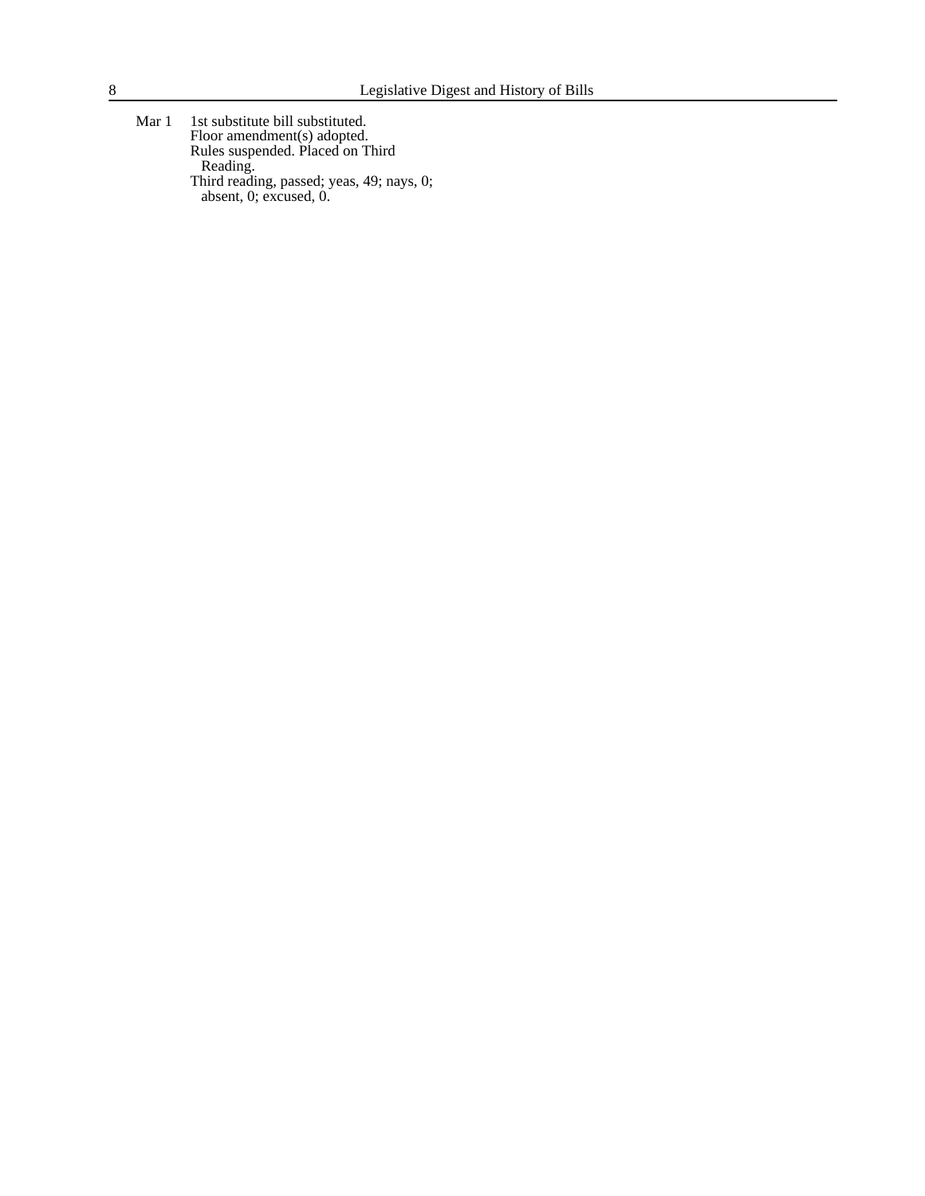Mar 1 1st substitute bill substituted.
Floor amendment(s) adopted.
Rules suspended. Placed on Third Reading.
Third reading, passed; yeas, 49; nays, 0; absent, 0; excused, 0.